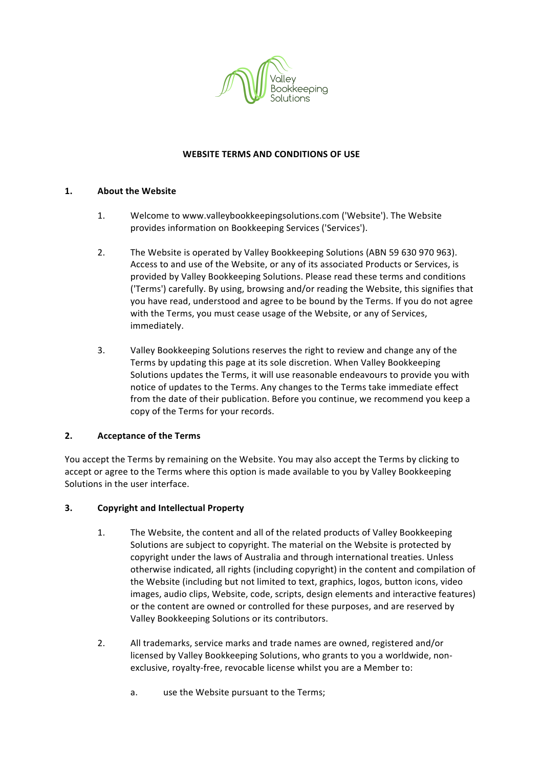# WEBSITE TERMS AND CONDITIONS OF USE

## 1. About the Website

1. Welcome to www.valleybookkeepingsolutions.com ('Website'). The Website provides information on Bookkeeping Services ('Services').

2. The Website is operated by Valley Bookkeeping Solutions (ABN 59 630 970 963). Access to and use of the Website, or any of its associated Products or Services, is provided by Valley Bookkeeping Solutions. Please read these terms and conditions ('Terms') carefully. By using, browsing and/or reading the Website, this signifies that you have read, understood and agree to be bound by the Terms. If you do not agree with the Terms, you must cease usage of the Website, or any of Services, immediately.

3. Valley Bookkeeping Solutions reserves the right to review and change any of the Terms by updating this page at its sole discretion. When Valley Bookkeeping Solutions updates the Terms, it will use reasonable endeavours to provide you with notice of updates to the Terms. Any changes to the Terms take immediate effect from the date of their publication. Before you continue, we recommend you keep a copy of the Terms for your records.

## 2. Acceptance of the Terms

You accept the Terms by remaining on the Website. You may also accept the Terms by clicking to accept or agree to the Terms where this option is made available to you by Valley Bookkeeping Solutions in the user interface.

## 3. Copyright and Intellectual Property

1. The Website, the content and all of the related products of Valley Bookkeeping Solutions are subject to copyright. The material on the Website is protected by copyright under the laws of Australia and through international treaties. Unless otherwise indicated, all rights (including copyright) in the content and compilation of the Website (including but not limited to text, graphics, logos, button icons, video images, audio clips, Website, code, scripts, design elements and interactive features) or the content are owned or controlled for these purposes, and are reserved by Valley Bookkeeping Solutions or its contributors.

2. All trademarks, service marks and trade names are owned, registered and/or licensed by Valley Bookkeeping Solutions, who grants to you a worldwide, non-exclusive, royalty-free, revocable license whilst you are a Member to:

   a. use the Website pursuant to the Terms;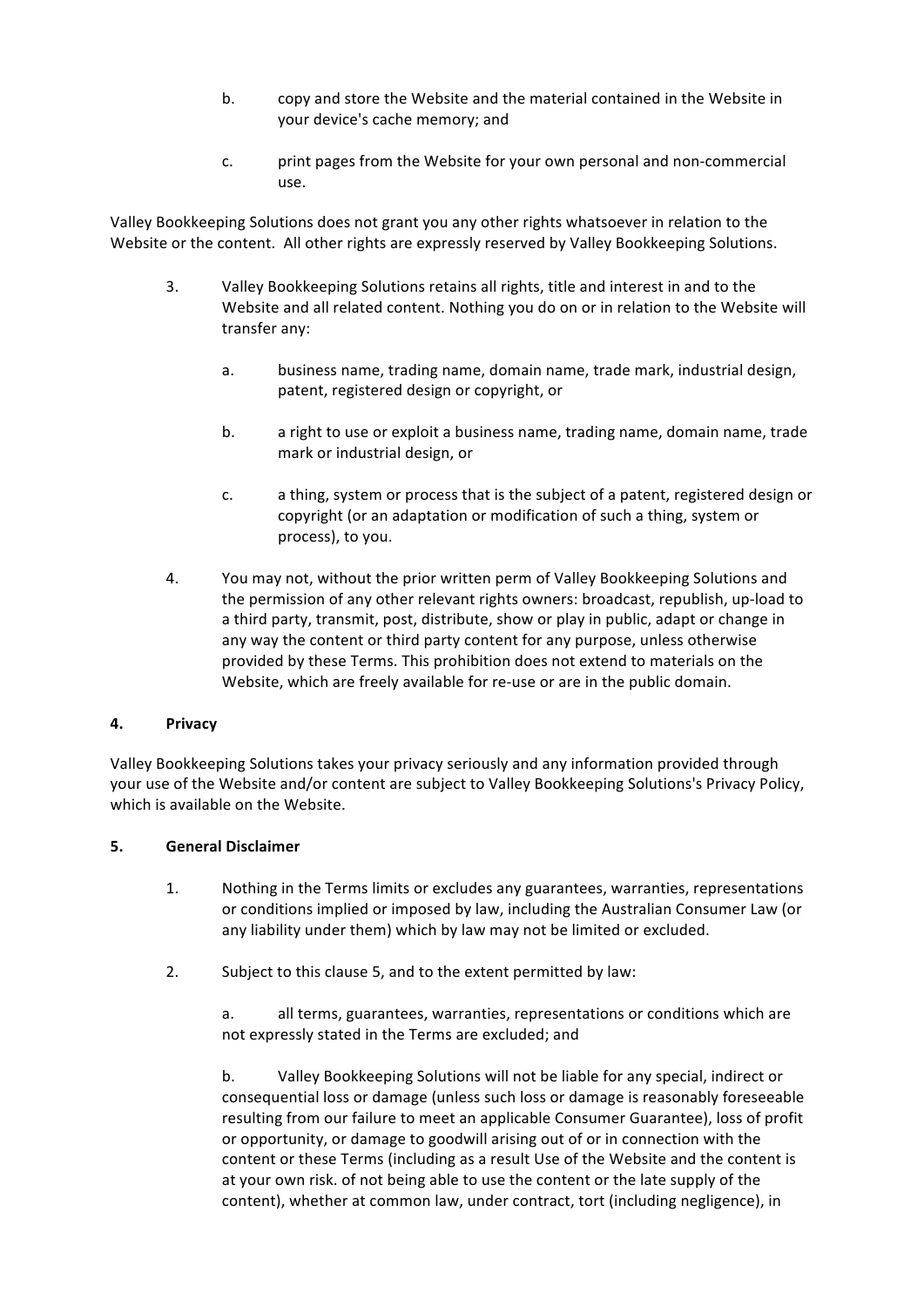b. copy and store the Website and the material contained in the Website in your device's cache memory; and

c. print pages from the Website for your own personal and non-commercial use.

Valley Bookkeeping Solutions does not grant you any other rights whatsoever in relation to the Website or the content. All other rights are expressly reserved by Valley Bookkeeping Solutions.

3. Valley Bookkeeping Solutions retains all rights, title and interest in and to the Website and all related content. Nothing you do on or in relation to the Website will transfer any:

   a. business name, trading name, domain name, trade mark, industrial design, patent, registered design or copyright, or

   b. a right to use or exploit a business name, trading name, domain name, trade mark or industrial design, or

   c. a thing, system or process that is the subject of a patent, registered design or copyright (or an adaptation or modification of such a thing, system or process), to you.

4. You may not, without the prior written perm of Valley Bookkeeping Solutions and the permission of any other relevant rights owners: broadcast, republish, up-load to a third party, transmit, post, distribute, show or play in public, adapt or change in any way the content or third party content for any purpose, unless otherwise provided by these Terms. This prohibition does not extend to materials on the Website, which are freely available for re-use or are in the public domain.

## 4. Privacy

Valley Bookkeeping Solutions takes your privacy seriously and any information provided through your use of the Website and/or content are subject to Valley Bookkeeping Solutions's Privacy Policy, which is available on the Website.

## 5. General Disclaimer

1. Nothing in the Terms limits or excludes any guarantees, warranties, representations or conditions implied or imposed by law, including the Australian Consumer Law (or any liability under them) which by law may not be limited or excluded.

2. Subject to this clause 5, and to the extent permitted by law:

   a. all terms, guarantees, warranties, representations or conditions which are not expressly stated in the Terms are excluded; and

   b. Valley Bookkeeping Solutions will not be liable for any special, indirect or consequential loss or damage (unless such loss or damage is reasonably foreseeable resulting from our failure to meet an applicable Consumer Guarantee), loss of profit or opportunity, or damage to goodwill arising out of or in connection with the content or these Terms (including as a result Use of the Website and the content is at your own risk. of not being able to use the content or the late supply of the content), whether at common law, under contract, tort (including negligence), in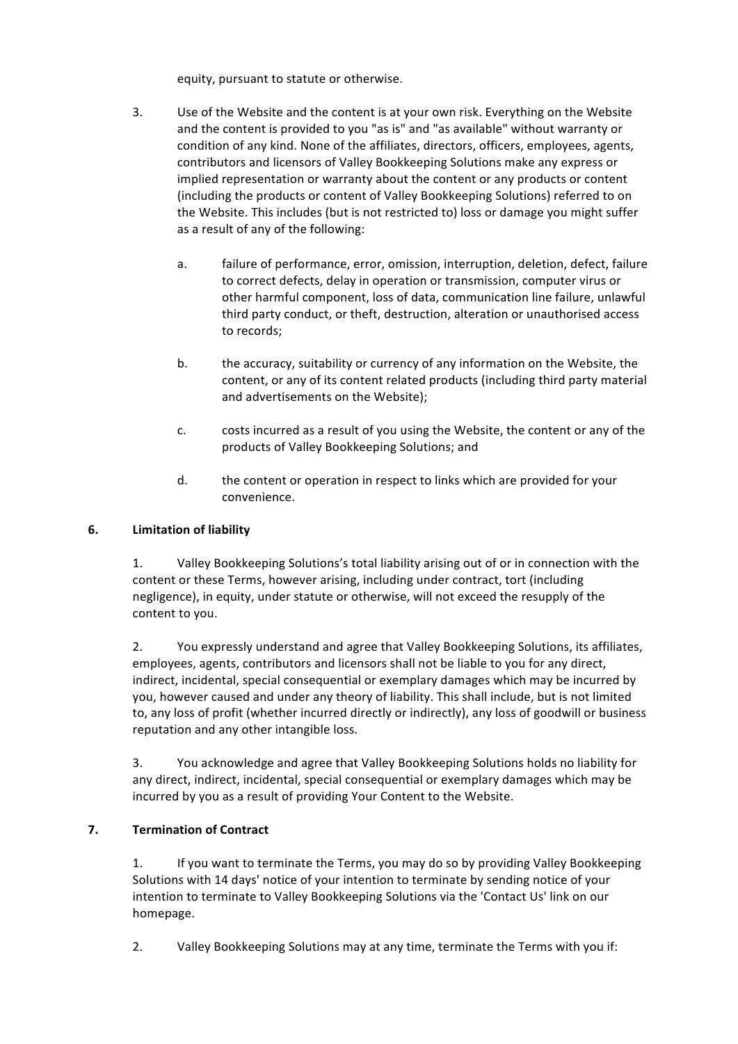equity, pursuant to statute or otherwise.

3. Use of the Website and the content is at your own risk. Everything on the Website and the content is provided to you "as is" and "as available" without warranty or condition of any kind. None of the affiliates, directors, officers, employees, agents, contributors and licensors of Valley Bookkeeping Solutions make any express or implied representation or warranty about the content or any products or content (including the products or content of Valley Bookkeeping Solutions) referred to on the Website. This includes (but is not restricted to) loss or damage you might suffer as a result of any of the following:

   a. failure of performance, error, omission, interruption, deletion, defect, failure to correct defects, delay in operation or transmission, computer virus or other harmful component, loss of data, communication line failure, unlawful third party conduct, or theft, destruction, alteration or unauthorised access to records;

   b. the accuracy, suitability or currency of any information on the Website, the content, or any of its content related products (including third party material and advertisements on the Website);

   c. costs incurred as a result of you using the Website, the content or any of the products of Valley Bookkeeping Solutions; and

   d. the content or operation in respect to links which are provided for your convenience.

## 6. Limitation of liability

1. Valley Bookkeeping Solutions's total liability arising out of or in connection with the content or these Terms, however arising, including under contract, tort (including negligence), in equity, under statute or otherwise, will not exceed the resupply of the content to you.

2. You expressly understand and agree that Valley Bookkeeping Solutions, its affiliates, employees, agents, contributors and licensors shall not be liable to you for any direct, indirect, incidental, special consequential or exemplary damages which may be incurred by you, however caused and under any theory of liability. This shall include, but is not limited to, any loss of profit (whether incurred directly or indirectly), any loss of goodwill or business reputation and any other intangible loss.

3. You acknowledge and agree that Valley Bookkeeping Solutions holds no liability for any direct, indirect, incidental, special consequential or exemplary damages which may be incurred by you as a result of providing Your Content to the Website.

## 7. Termination of Contract

1. If you want to terminate the Terms, you may do so by providing Valley Bookkeeping Solutions with 14 days' notice of your intention to terminate by sending notice of your intention to terminate to Valley Bookkeeping Solutions via the 'Contact Us' link on our homepage.

2. Valley Bookkeeping Solutions may at any time, terminate the Terms with you if: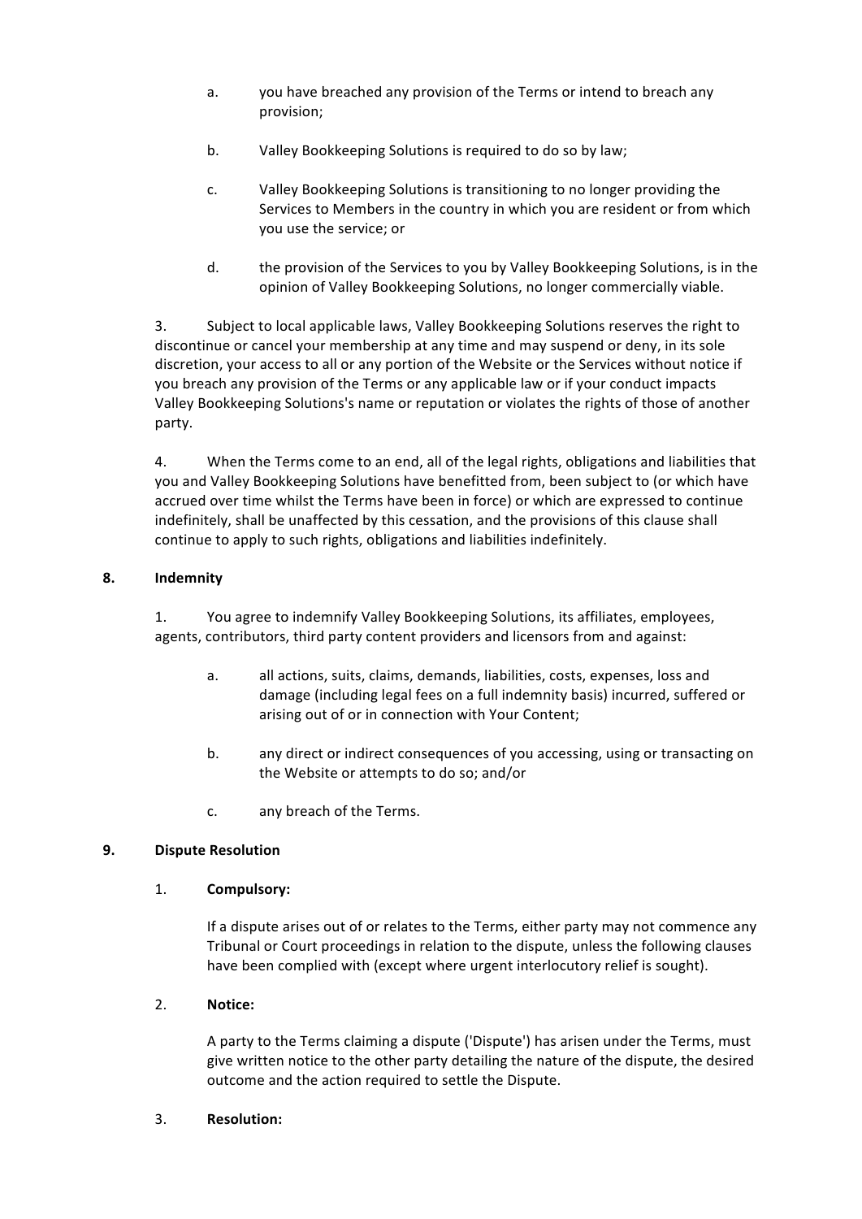a. you have breached any provision of the Terms or intend to breach any provision;

b. Valley Bookkeeping Solutions is required to do so by law;

c. Valley Bookkeeping Solutions is transitioning to no longer providing the Services to Members in the country in which you are resident or from which you use the service; or

d. the provision of the Services to you by Valley Bookkeeping Solutions, is in the opinion of Valley Bookkeeping Solutions, no longer commercially viable.

3. Subject to local applicable laws, Valley Bookkeeping Solutions reserves the right to discontinue or cancel your membership at any time and may suspend or deny, in its sole discretion, your access to all or any portion of the Website or the Services without notice if you breach any provision of the Terms or any applicable law or if your conduct impacts Valley Bookkeeping Solutions's name or reputation or violates the rights of those of another party.

4. When the Terms come to an end, all of the legal rights, obligations and liabilities that you and Valley Bookkeeping Solutions have benefitted from, been subject to (or which have accrued over time whilst the Terms have been in force) or which are expressed to continue indefinitely, shall be unaffected by this cessation, and the provisions of this clause shall continue to apply to such rights, obligations and liabilities indefinitely.

## 8. Indemnity

1. You agree to indemnify Valley Bookkeeping Solutions, its affiliates, employees, agents, contributors, third party content providers and licensors from and against:

a. all actions, suits, claims, demands, liabilities, costs, expenses, loss and damage (including legal fees on a full indemnity basis) incurred, suffered or arising out of or in connection with Your Content;

b. any direct or indirect consequences of you accessing, using or transacting on the Website or attempts to do so; and/or

c. any breach of the Terms.

## 9. Dispute Resolution

1. **Compulsory:**

If a dispute arises out of or relates to the Terms, either party may not commence any Tribunal or Court proceedings in relation to the dispute, unless the following clauses have been complied with (except where urgent interlocutory relief is sought).

2. **Notice:**

A party to the Terms claiming a dispute ('Dispute') has arisen under the Terms, must give written notice to the other party detailing the nature of the dispute, the desired outcome and the action required to settle the Dispute.

3. **Resolution:**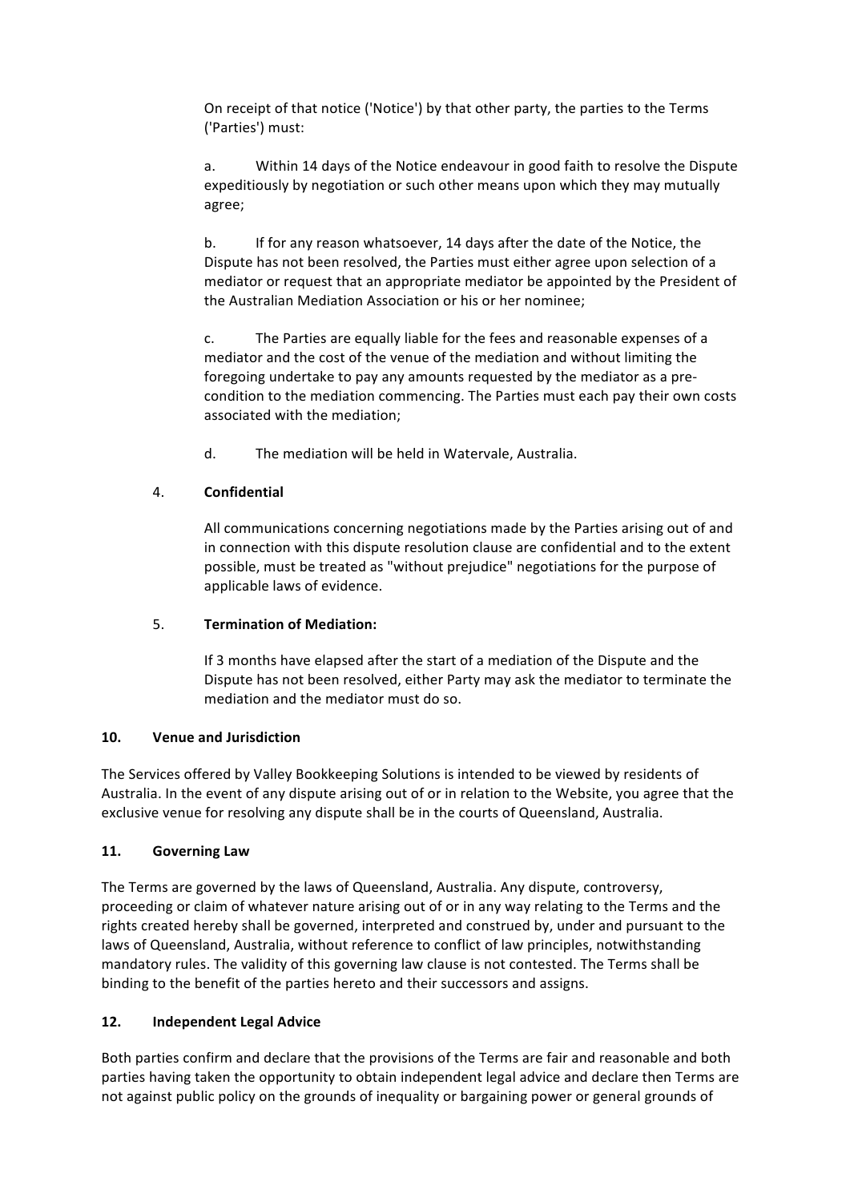On receipt of that notice ('Notice') by that other party, the parties to the Terms ('Parties') must:

a. Within 14 days of the Notice endeavour in good faith to resolve the Dispute expeditiously by negotiation or such other means upon which they may mutually agree;

b. If for any reason whatsoever, 14 days after the date of the Notice, the Dispute has not been resolved, the Parties must either agree upon selection of a mediator or request that an appropriate mediator be appointed by the President of the Australian Mediation Association or his or her nominee;

c. The Parties are equally liable for the fees and reasonable expenses of a mediator and the cost of the venue of the mediation and without limiting the foregoing undertake to pay any amounts requested by the mediator as a pre-condition to the mediation commencing. The Parties must each pay their own costs associated with the mediation;

d. The mediation will be held in Watervale, Australia.

4. **Confidential**

All communications concerning negotiations made by the Parties arising out of and in connection with this dispute resolution clause are confidential and to the extent possible, must be treated as "without prejudice" negotiations for the purpose of applicable laws of evidence.

5. **Termination of Mediation:**

If 3 months have elapsed after the start of a mediation of the Dispute and the Dispute has not been resolved, either Party may ask the mediator to terminate the mediation and the mediator must do so.

## 10. Venue and Jurisdiction

The Services offered by Valley Bookkeeping Solutions is intended to be viewed by residents of Australia. In the event of any dispute arising out of or in relation to the Website, you agree that the exclusive venue for resolving any dispute shall be in the courts of Queensland, Australia.

## 11. Governing Law

The Terms are governed by the laws of Queensland, Australia. Any dispute, controversy, proceeding or claim of whatever nature arising out of or in any way relating to the Terms and the rights created hereby shall be governed, interpreted and construed by, under and pursuant to the laws of Queensland, Australia, without reference to conflict of law principles, notwithstanding mandatory rules. The validity of this governing law clause is not contested. The Terms shall be binding to the benefit of the parties hereto and their successors and assigns.

## 12. Independent Legal Advice

Both parties confirm and declare that the provisions of the Terms are fair and reasonable and both parties having taken the opportunity to obtain independent legal advice and declare then Terms are not against public policy on the grounds of inequality or bargaining power or general grounds of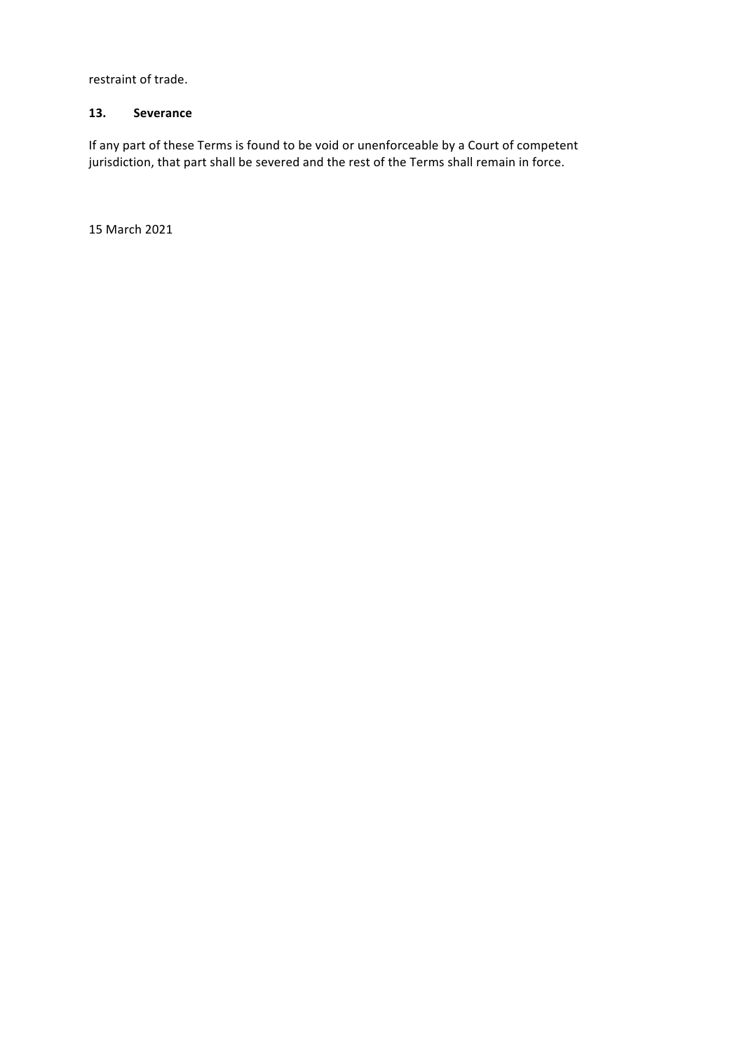restraint of trade.

### 13. Severance

If any part of these Terms is found to be void or unenforceable by a Court of competent jurisdiction, that part shall be severed and the rest of the Terms shall remain in force.

15 March 2021